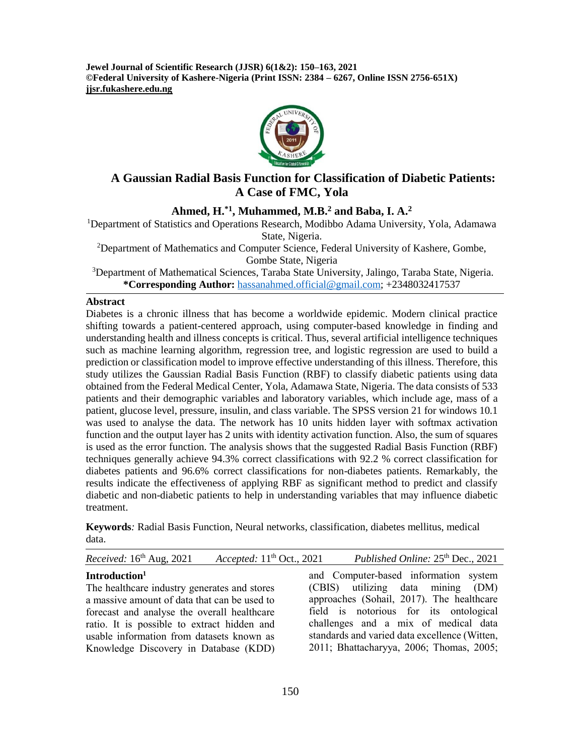# A Gaussian Radial Basis Function for Classification of Diabetic Patients: A Case of FMC, Yola

**Ahmed, H.*[1], Muhammed, M.B.[2] and Baba, I. A.[2]**

[1]Department of Statistics and Operations Research, Modibbo Adama University, Yola, Adamawa State, Nigeria.

[2]Department of Mathematics and Computer Science, Federal University of Kashere, Gombe, Gombe State, Nigeria

[3]Department of Mathematical Sciences, Taraba State University, Jalingo, Taraba State, Nigeria.

***Corresponding Author:** hassanahmed.official@gmail.com; +2348032417537

## Abstract

Diabetes is a chronic illness that has become a worldwide epidemic. Modern clinical practice shifting towards a patient-centered approach, using computer-based knowledge in finding and understanding health and illness concepts is critical. Thus, several artificial intelligence techniques such as machine learning algorithm, regression tree, and logistic regression are used to build a prediction or classification model to improve effective understanding of this illness. Therefore, this study utilizes the Gaussian Radial Basis Function (RBF) to classify diabetic patients using data obtained from the Federal Medical Center, Yola, Adamawa State, Nigeria. The data consists of 533 patients and their demographic variables and laboratory variables, which include age, mass of a patient, glucose level, pressure, insulin, and class variable. The SPSS version 21 for windows 10.1 was used to analyse the data. The network has 10 units hidden layer with softmax activation function and the output layer has 2 units with identity activation function. Also, the sum of squares is used as the error function. The analysis shows that the suggested Radial Basis Function (RBF) techniques generally achieve 94.3% correct classifications with 92.2 % correct classification for diabetes patients and 96.6% correct classifications for non-diabetes patients. Remarkably, the results indicate the effectiveness of applying RBF as significant method to predict and classify diabetic and non-diabetic patients to help in understanding variables that may influence diabetic treatment.

**Keywords***:* Radial Basis Function, Neural networks, classification, diabetes mellitus, medical data.

*Received:* 16th Aug, 2021 *Accepted:* 11th Oct., 2021 *Published Online:* 25th Dec., 2021

## Introduction[1]

The healthcare industry generates and stores a massive amount of data that can be used to forecast and analyse the overall healthcare ratio. It is possible to extract hidden and usable information from datasets known as Knowledge Discovery in Database (KDD) and Computer-based information system (CBIS) utilizing data mining (DM) approaches (Sohail, 2017). The healthcare field is notorious for its ontological challenges and a mix of medical data standards and varied data excellence (Witten, 2011; Bhattacharyya, 2006; Thomas, 2005;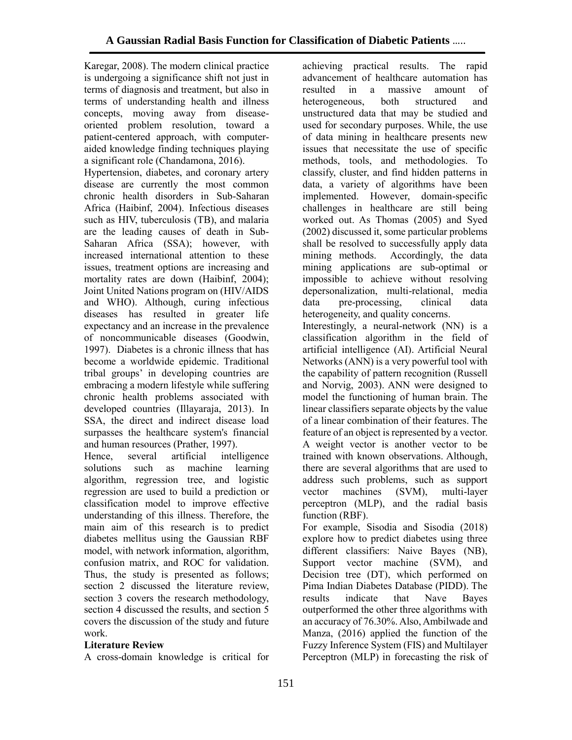Karegar, 2008). The modern clinical practice is undergoing a significance shift not just in terms of diagnosis and treatment, but also in terms of understanding health and illness concepts, moving away from disease-oriented problem resolution, toward a patient-centered approach, with computer-aided knowledge finding techniques playing a significant role (Chandamona, 2016).

Hypertension, diabetes, and coronary artery disease are currently the most common chronic health disorders in Sub-Saharan Africa (Haibinf, 2004). Infectious diseases such as HIV, tuberculosis (TB), and malaria are the leading causes of death in Sub-Saharan Africa (SSA); however, with increased international attention to these issues, treatment options are increasing and mortality rates are down (Haibinf, 2004); Joint United Nations program on (HIV/AIDS and WHO). Although, curing infectious diseases has resulted in greater life expectancy and an increase in the prevalence of noncommunicable diseases (Goodwin, 1997). Diabetes is a chronic illness that has become a worldwide epidemic. Traditional tribal groups' in developing countries are embracing a modern lifestyle while suffering chronic health problems associated with developed countries (Illayaraja, 2013). In SSA, the direct and indirect disease load surpasses the healthcare system's financial and human resources (Prather, 1997).

Hence, several artificial intelligence solutions such as machine learning algorithm, regression tree, and logistic regression are used to build a prediction or classification model to improve effective understanding of this illness. Therefore, the main aim of this research is to predict diabetes mellitus using the Gaussian RBF model, with network information, algorithm, confusion matrix, and ROC for validation. Thus, the study is presented as follows; section 2 discussed the literature review, section 3 covers the research methodology, section 4 discussed the results, and section 5 covers the discussion of the study and future work.

## Literature Review

A cross-domain knowledge is critical for achieving practical results. The rapid advancement of healthcare automation has resulted in a massive amount of heterogeneous, both structured and unstructured data that may be studied and used for secondary purposes. While, the use of data mining in healthcare presents new issues that necessitate the use of specific methods, tools, and methodologies. To classify, cluster, and find hidden patterns in data, a variety of algorithms have been implemented. However, domain-specific challenges in healthcare are still being worked out. As Thomas (2005) and Syed (2002) discussed it, some particular problems shall be resolved to successfully apply data mining methods. Accordingly, the data mining applications are sub-optimal or impossible to achieve without resolving depersonalization, multi-relational, media data pre-processing, clinical data heterogeneity, and quality concerns.

Interestingly, a neural-network (NN) is a classification algorithm in the field of artificial intelligence (AI). Artificial Neural Networks (ANN) is a very powerful tool with the capability of pattern recognition (Russell and Norvig, 2003). ANN were designed to model the functioning of human brain. The linear classifiers separate objects by the value of a linear combination of their features. The feature of an object is represented by a vector. A weight vector is another vector to be trained with known observations. Although, there are several algorithms that are used to address such problems, such as support vector machines (SVM), multi-layer perceptron (MLP), and the radial basis function (RBF).

For example, Sisodia and Sisodia (2018) explore how to predict diabetes using three different classifiers: Naive Bayes (NB), Support vector machine (SVM), and Decision tree (DT), which performed on Pima Indian Diabetes Database (PIDD). The results indicate that Nave Bayes outperformed the other three algorithms with an accuracy of 76.30%. Also, Ambilwade and Manza, (2016) applied the function of the Fuzzy Inference System (FIS) and Multilayer Perceptron (MLP) in forecasting the risk of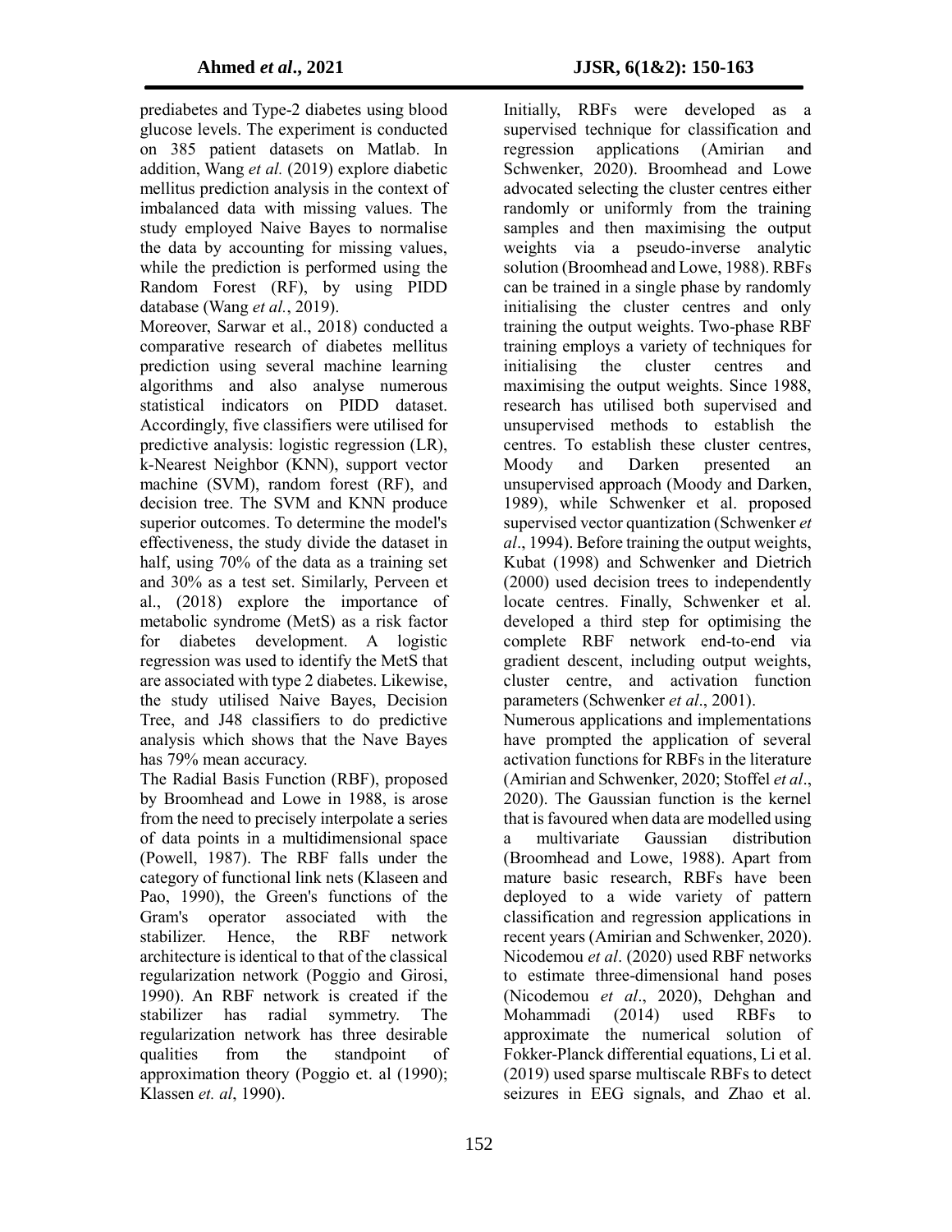prediabetes and Type-2 diabetes using blood glucose levels. The experiment is conducted on 385 patient datasets on Matlab. In addition, Wang *et al.* (2019) explore diabetic mellitus prediction analysis in the context of imbalanced data with missing values. The study employed Naive Bayes to normalise the data by accounting for missing values, while the prediction is performed using the Random Forest (RF), by using PIDD database (Wang *et al.*, 2019).

Moreover, Sarwar et al., 2018) conducted a comparative research of diabetes mellitus prediction using several machine learning algorithms and also analyse numerous statistical indicators on PIDD dataset. Accordingly, five classifiers were utilised for predictive analysis: logistic regression (LR), k-Nearest Neighbor (KNN), support vector machine (SVM), random forest (RF), and decision tree. The SVM and KNN produce superior outcomes. To determine the model's effectiveness, the study divide the dataset in half, using 70% of the data as a training set and 30% as a test set. Similarly, Perveen et al., (2018) explore the importance of metabolic syndrome (MetS) as a risk factor for diabetes development. A logistic regression was used to identify the MetS that are associated with type 2 diabetes. Likewise, the study utilised Naive Bayes, Decision Tree, and J48 classifiers to do predictive analysis which shows that the Nave Bayes has 79% mean accuracy.

The Radial Basis Function (RBF), proposed by Broomhead and Lowe in 1988, is arose from the need to precisely interpolate a series of data points in a multidimensional space (Powell, 1987). The RBF falls under the category of functional link nets (Klaseen and Pao, 1990), the Green's functions of the Gram's operator associated with the stabilizer. Hence, the RBF network architecture is identical to that of the classical regularization network (Poggio and Girosi, 1990). An RBF network is created if the stabilizer has radial symmetry. The regularization network has three desirable qualities from the standpoint of approximation theory (Poggio et. al (1990); Klassen *et. al*, 1990).

Initially, RBFs were developed as a supervised technique for classification and regression applications (Amirian and Schwenker, 2020). Broomhead and Lowe advocated selecting the cluster centres either randomly or uniformly from the training samples and then maximising the output weights via a pseudo-inverse analytic solution (Broomhead and Lowe, 1988). RBFs can be trained in a single phase by randomly initialising the cluster centres and only training the output weights. Two-phase RBF training employs a variety of techniques for initialising the cluster centres and maximising the output weights. Since 1988, research has utilised both supervised and unsupervised methods to establish the centres. To establish these cluster centres, Moody and Darken presented an unsupervised approach (Moody and Darken, 1989), while Schwenker et al. proposed supervised vector quantization (Schwenker *et al*., 1994). Before training the output weights, Kubat (1998) and Schwenker and Dietrich (2000) used decision trees to independently locate centres. Finally, Schwenker et al. developed a third step for optimising the complete RBF network end-to-end via gradient descent, including output weights, cluster centre, and activation function parameters (Schwenker *et al*., 2001).

Numerous applications and implementations have prompted the application of several activation functions for RBFs in the literature (Amirian and Schwenker, 2020; Stoffel *et al*., 2020). The Gaussian function is the kernel that is favoured when data are modelled using a multivariate Gaussian distribution (Broomhead and Lowe, 1988). Apart from mature basic research, RBFs have been deployed to a wide variety of pattern classification and regression applications in recent years (Amirian and Schwenker, 2020). Nicodemou *et al*. (2020) used RBF networks to estimate three-dimensional hand poses (Nicodemou *et al*., 2020), Dehghan and Mohammadi (2014) used RBFs to approximate the numerical solution of Fokker-Planck differential equations, Li et al. (2019) used sparse multiscale RBFs to detect seizures in EEG signals, and Zhao et al.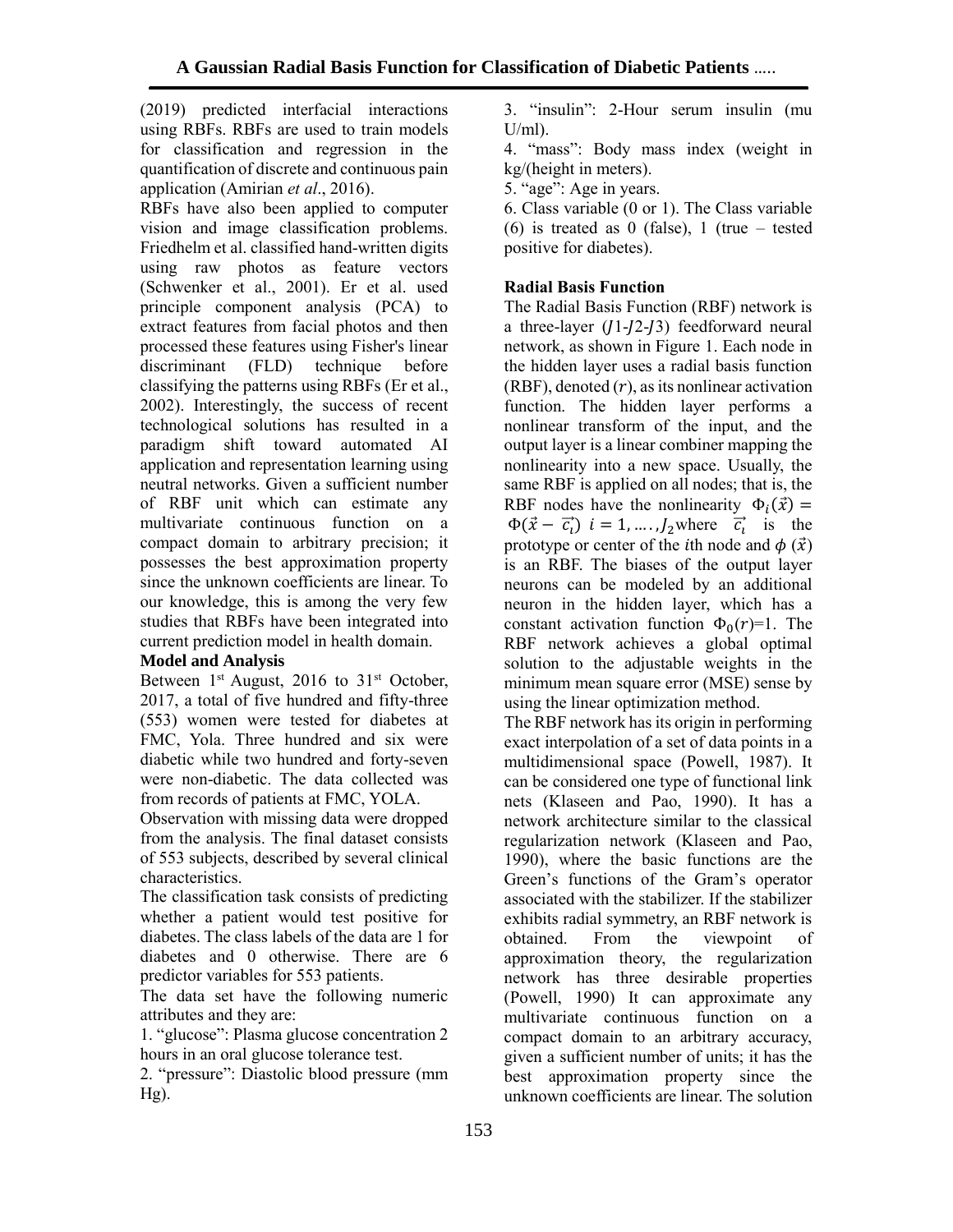(2019) predicted interfacial interactions using RBFs. RBFs are used to train models for classification and regression in the quantification of discrete and continuous pain application (Amirian *et al*., 2016).

RBFs have also been applied to computer vision and image classification problems. Friedhelm et al. classified hand-written digits using raw photos as feature vectors (Schwenker et al., 2001). Er et al. used principle component analysis (PCA) to extract features from facial photos and then processed these features using Fisher's linear discriminant (FLD) technique before classifying the patterns using RBFs (Er et al., 2002). Interestingly, the success of recent technological solutions has resulted in a paradigm shift toward automated AI application and representation learning using neutral networks. Given a sufficient number of RBF unit which can estimate any multivariate continuous function on a compact domain to arbitrary precision; it possesses the best approximation property since the unknown coefficients are linear. To our knowledge, this is among the very few studies that RBFs have been integrated into current prediction model in health domain.

**Model and Analysis**

Between 1st August, 2016 to 31st October, 2017, a total of five hundred and fifty-three (553) women were tested for diabetes at FMC, Yola. Three hundred and six were diabetic while two hundred and forty-seven were non-diabetic. The data collected was from records of patients at FMC, YOLA.

Observation with missing data were dropped from the analysis. The final dataset consists of 553 subjects, described by several clinical characteristics.

The classification task consists of predicting whether a patient would test positive for diabetes. The class labels of the data are 1 for diabetes and 0 otherwise. There are 6 predictor variables for 553 patients.

The data set have the following numeric attributes and they are:

1. "glucose": Plasma glucose concentration 2 hours in an oral glucose tolerance test.
2. "pressure": Diastolic blood pressure (mm Hg).
3. "insulin": 2-Hour serum insulin (mu U/ml).
4. "mass": Body mass index (weight in kg/(height in meters).
5. "age": Age in years.
6. Class variable (0 or 1). The Class variable (6) is treated as 0 (false), 1 (true – tested positive for diabetes).

**Radial Basis Function**

The Radial Basis Function (RBF) network is a three-layer ($J1$-$J2$-$J3$) feedforward neural network, as shown in Figure 1. Each node in the hidden layer uses a radial basis function (RBF), denoted $(r)$, as its nonlinear activation function. The hidden layer performs a nonlinear transform of the input, and the output layer is a linear combiner mapping the nonlinearity into a new space. Usually, the same RBF is applied on all nodes; that is, the RBF nodes have the nonlinearity $\Phi_i(\vec{x}) = \Phi(\vec{x} - \vec{c_i})$ $i = 1, \ldots, J_2$ where $\vec{c_i}$ is the prototype or center of the $i$th node and $\phi(\vec{x})$ is an RBF. The biases of the output layer neurons can be modeled by an additional neuron in the hidden layer, which has a constant activation function $\Phi_0(r)$=1. The RBF network achieves a global optimal solution to the adjustable weights in the minimum mean square error (MSE) sense by using the linear optimization method.

The RBF network has its origin in performing exact interpolation of a set of data points in a multidimensional space (Powell, 1987). It can be considered one type of functional link nets (Klaseen and Pao, 1990). It has a network architecture similar to the classical regularization network (Klaseen and Pao, 1990), where the basic functions are the Green's functions of the Gram's operator associated with the stabilizer. If the stabilizer exhibits radial symmetry, an RBF network is obtained. From the viewpoint of approximation theory, the regularization network has three desirable properties (Powell, 1990) It can approximate any multivariate continuous function on a compact domain to an arbitrary accuracy, given a sufficient number of units; it has the best approximation property since the unknown coefficients are linear. The solution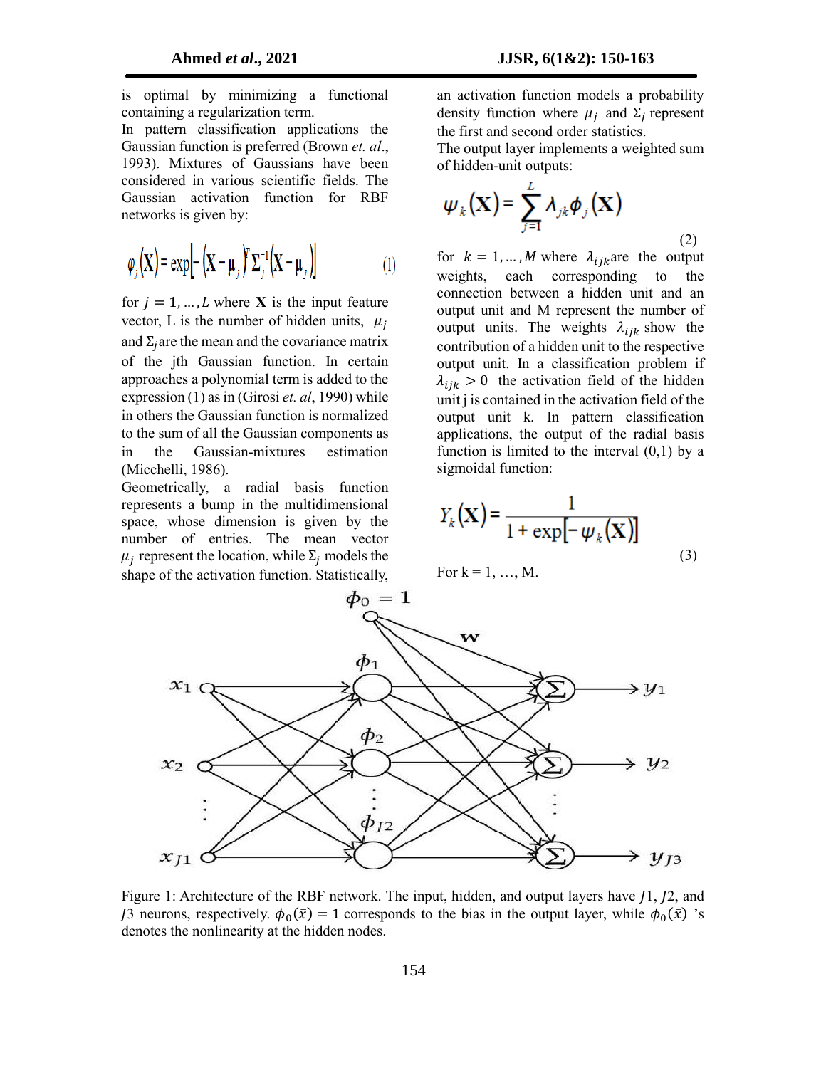is optimal by minimizing a functional containing a regularization term.

In pattern classification applications the Gaussian function is preferred (Brown *et. al*., 1993). Mixtures of Gaussians have been considered in various scientific fields. The Gaussian activation function for RBF networks is given by:

$$\phi_j(\mathbf{X}) = \exp\left[-(\mathbf{X}-\mu_j)^T \Sigma_j^{-1} (\mathbf{X}-\mu_j)\right] \quad (1)$$

for $j = 1, \ldots, L$ where **X** is the input feature vector, L is the number of hidden units, $\mu_j$ and $\Sigma_j$ are the mean and the covariance matrix of the jth Gaussian function. In certain approaches a polynomial term is added to the expression (1) as in (Girosi *et. al*, 1990) while in others the Gaussian function is normalized to the sum of all the Gaussian components as in the Gaussian-mixtures estimation (Micchelli, 1986).

Geometrically, a radial basis function represents a bump in the multidimensional space, whose dimension is given by the number of entries. The mean vector $\mu_j$ represent the location, while $\Sigma_j$ models the shape of the activation function. Statistically, an activation function models a probability density function where $\mu_j$ and $\Sigma_j$ represent the first and second order statistics.

The output layer implements a weighted sum of hidden-unit outputs:

$$\psi_k(\mathbf{X}) = \sum_{j=1}^{L} \lambda_{jk} \phi_j(\mathbf{X}) \quad (2)$$

for $k = 1, \ldots, M$ where $\lambda_{ijk}$ are the output weights, each corresponding to the connection between a hidden unit and an output unit and M represent the number of output units. The weights $\lambda_{ijk}$ show the contribution of a hidden unit to the respective output unit. In a classification problem if $\lambda_{ijk} > 0$ the activation field of the hidden unit j is contained in the activation field of the output unit k. In pattern classification applications, the output of the radial basis function is limited to the interval (0,1) by a sigmoidal function:

$$Y_k(\mathbf{X}) = \frac{1}{1 + \exp\left[-\psi_k(\mathbf{X})\right]} \quad (3)$$

For k = 1, …, M.

Figure 1: Architecture of the RBF network. The input, hidden, and output layers have $J1$, $J2$, and $J3$ neurons, respectively. $\phi_0(\bar{x}) = 1$ corresponds to the bias in the output layer, while $\phi_0(\bar{x})$ 's denotes the nonlinearity at the hidden nodes.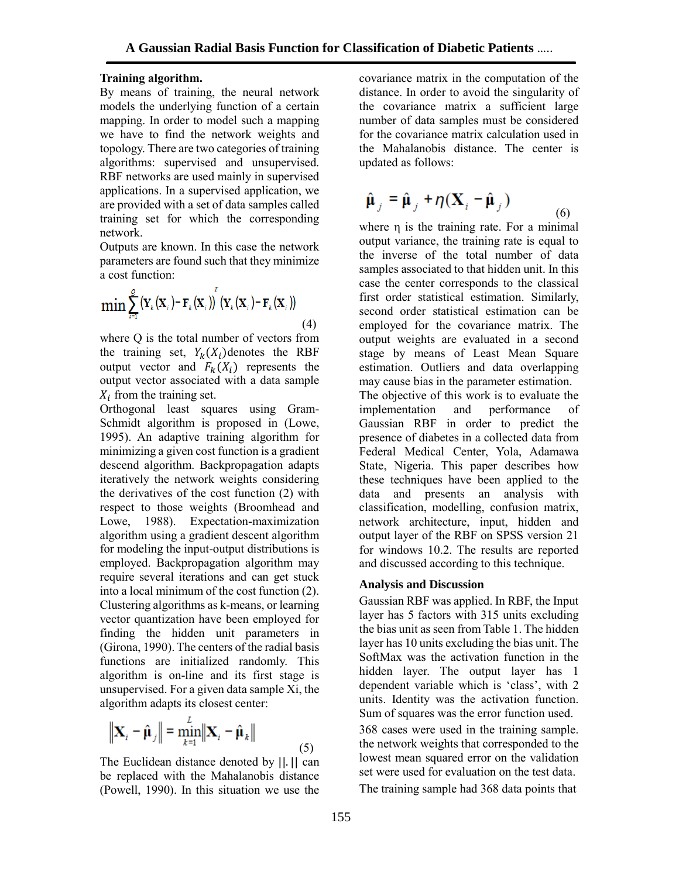### Training algorithm.

By means of training, the neural network models the underlying function of a certain mapping. In order to model such a mapping we have to find the network weights and topology. There are two categories of training algorithms: supervised and unsupervised. RBF networks are used mainly in supervised applications. In a supervised application, we are provided with a set of data samples called training set for which the corresponding network.

Outputs are known. In this case the network parameters are found such that they minimize a cost function:

$$\min \sum_{i=1}^{Q} (\mathbf{Y}_k(\mathbf{X}_i) - \mathbf{F}_k(\mathbf{X}_i))^T (\mathbf{Y}_k(\mathbf{X}_i) - \mathbf{F}_k(\mathbf{X}_i)) \tag{4}$$

where Q is the total number of vectors from the training set, $Y_k(X_i)$ denotes the RBF output vector and $F_k(X_i)$ represents the output vector associated with a data sample $X_i$ from the training set.

Orthogonal least squares using Gram-Schmidt algorithm is proposed in (Lowe, 1995). An adaptive training algorithm for minimizing a given cost function is a gradient descend algorithm. Backpropagation adapts iteratively the network weights considering the derivatives of the cost function (2) with respect to those weights (Broomhead and Lowe, 1988). Expectation-maximization algorithm using a gradient descent algorithm for modeling the input-output distributions is employed. Backpropagation algorithm may require several iterations and can get stuck into a local minimum of the cost function (2). Clustering algorithms as k-means, or learning vector quantization have been employed for finding the hidden unit parameters in (Girona, 1990). The centers of the radial basis functions are initialized randomly. This algorithm is on-line and its first stage is unsupervised. For a given data sample Xi, the algorithm adapts its closest center:

$$\left\| \mathbf{X}_i - \hat{\boldsymbol{\mu}}_j \right\| = \min_{k=1}^{L} \left\| \mathbf{X}_i - \hat{\boldsymbol{\mu}}_k \right\| \tag{5}$$

The Euclidean distance denoted by ||.|| can be replaced with the Mahalanobis distance (Powell, 1990). In this situation we use the covariance matrix in the computation of the distance. In order to avoid the singularity of the covariance matrix a sufficient large number of data samples must be considered for the covariance matrix calculation used in the Mahalanobis distance. The center is updated as follows:

$$\hat{\boldsymbol{\mu}}_j = \hat{\boldsymbol{\mu}}_j + \eta(\mathbf{X}_i - \hat{\boldsymbol{\mu}}_j) \tag{6}$$

where η is the training rate. For a minimal output variance, the training rate is equal to the inverse of the total number of data samples associated to that hidden unit. In this case the center corresponds to the classical first order statistical estimation. Similarly, second order statistical estimation can be employed for the covariance matrix. The output weights are evaluated in a second stage by means of Least Mean Square estimation. Outliers and data overlapping may cause bias in the parameter estimation.

The objective of this work is to evaluate the implementation and performance of Gaussian RBF in order to predict the presence of diabetes in a collected data from Federal Medical Center, Yola, Adamawa State, Nigeria. This paper describes how these techniques have been applied to the data and presents an analysis with classification, modelling, confusion matrix, network architecture, input, hidden and output layer of the RBF on SPSS version 21 for windows 10.2. The results are reported and discussed according to this technique.

### Analysis and Discussion

Gaussian RBF was applied. In RBF, the Input layer has 5 factors with 315 units excluding the bias unit as seen from Table 1. The hidden layer has 10 units excluding the bias unit. The SoftMax was the activation function in the hidden layer. The output layer has 1 dependent variable which is 'class', with 2 units. Identity was the activation function. Sum of squares was the error function used.

368 cases were used in the training sample. the network weights that corresponded to the lowest mean squared error on the validation set were used for evaluation on the test data.

The training sample had 368 data points that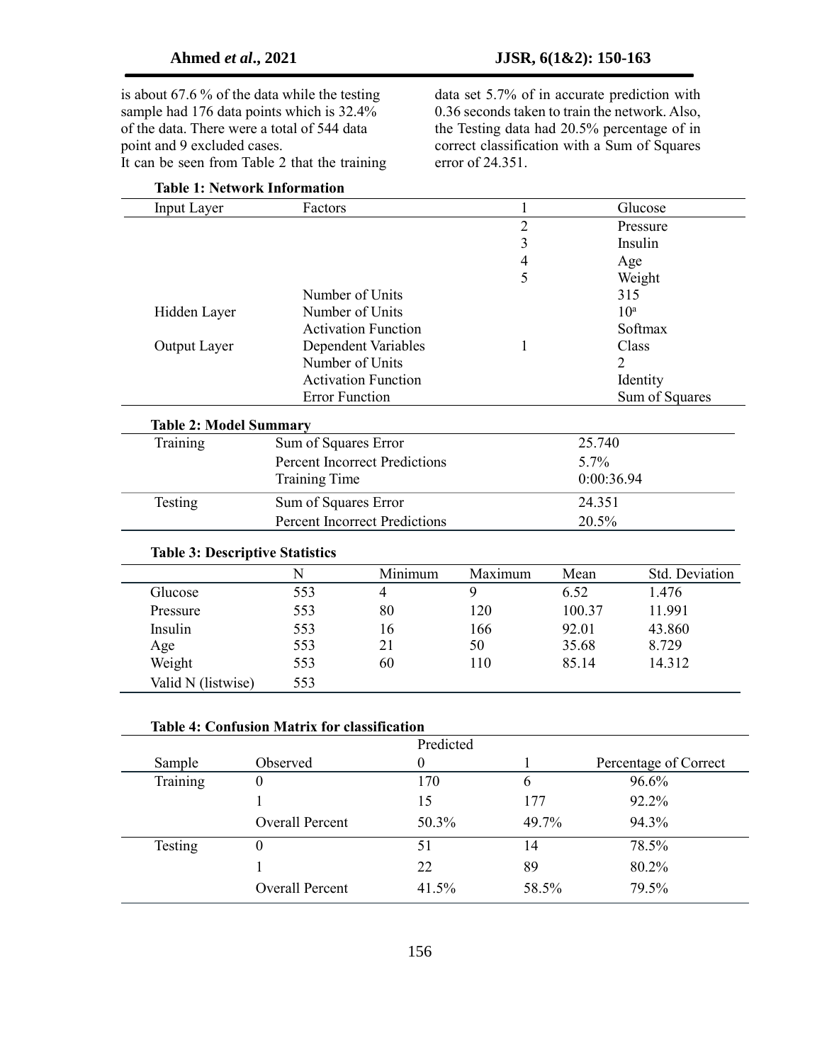is about 67.6 % of the data while the testing sample had 176 data points which is 32.4% of the data. There were a total of 544 data point and 9 excluded cases.

It can be seen from Table 2 that the training data set 5.7% of in accurate prediction with 0.36 seconds taken to train the network. Also, the Testing data had 20.5% percentage of in correct classification with a Sum of Squares error of 24.351.

**Table 1: Network Information**

| | | | |
|---|---|---|---|
| Input Layer | Factors | 1 | Glucose |
| | | 2 | Pressure |
| | | 3 | Insulin |
| | | 4 | Age |
| | | 5 | Weight |
| | Number of Units | | 315 |
| Hidden Layer | Number of Units | | 10[a] |
| | Activation Function | | Softmax |
| Output Layer | Dependent Variables | 1 | Class |
| | Number of Units | | 2 |
| | Activation Function | | Identity |
| | Error Function | | Sum of Squares |

**Table 2: Model Summary**

| | | |
|---|---|---|
| Training | Sum of Squares Error | 25.740 |
| | Percent Incorrect Predictions | 5.7% |
| | Training Time | 0:00:36.94 |
| Testing | Sum of Squares Error | 24.351 |
| | Percent Incorrect Predictions | 20.5% |

**Table 3: Descriptive Statistics**

| | N | Minimum | Maximum | Mean | Std. Deviation |
|---|---|---|---|---|---|
| Glucose | 553 | 4 | 9 | 6.52 | 1.476 |
| Pressure | 553 | 80 | 120 | 100.37 | 11.991 |
| Insulin | 553 | 16 | 166 | 92.01 | 43.860 |
| Age | 553 | 21 | 50 | 35.68 | 8.729 |
| Weight | 553 | 60 | 110 | 85.14 | 14.312 |
| Valid N (listwise) | 553 | | | | |

**Table 4: Confusion Matrix for classification**

| | | Predicted | | |
|---|---|---|---|---|
| Sample | Observed | 0 | 1 | Percentage of Correct |
| Training | 0 | 170 | 6 | 96.6% |
| | 1 | 15 | 177 | 92.2% |
| | Overall Percent | 50.3% | 49.7% | 94.3% |
| Testing | 0 | 51 | 14 | 78.5% |
| | 1 | 22 | 89 | 80.2% |
| | Overall Percent | 41.5% | 58.5% | 79.5% |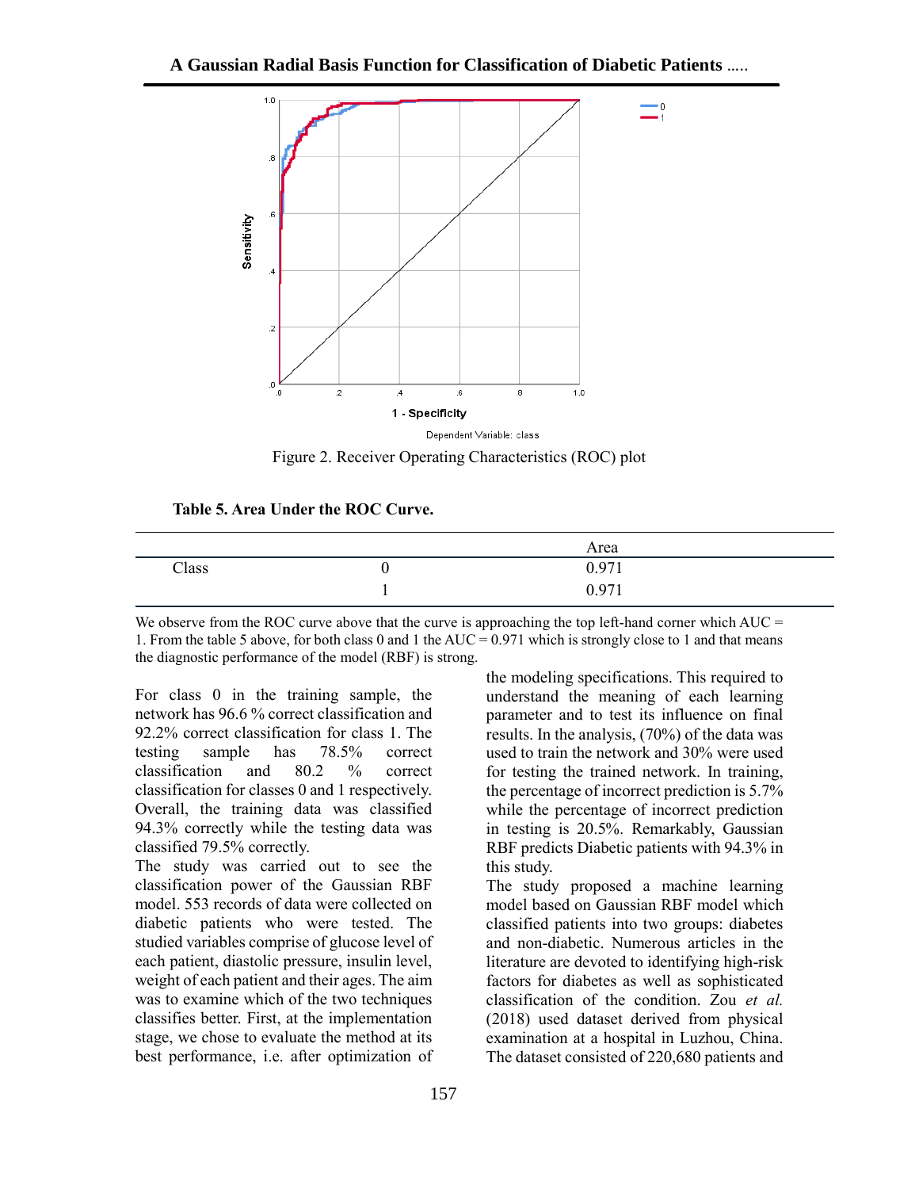Figure 2. Receiver Operating Characteristics (ROC) plot

**Table 5. Area Under the ROC Curve.**

| | | Area |
|---|---|---|
| Class | 0 | 0.971 |
| | 1 | 0.971 |

We observe from the ROC curve above that the curve is approaching the top left-hand corner which AUC = 1. From the table 5 above, for both class 0 and 1 the AUC = 0.971 which is strongly close to 1 and that means the diagnostic performance of the model (RBF) is strong.

For class 0 in the training sample, the network has 96.6 % correct classification and 92.2% correct classification for class 1. The testing sample has 78.5% correct classification and 80.2 % correct classification for classes 0 and 1 respectively. Overall, the training data was classified 94.3% correctly while the testing data was classified 79.5% correctly.

The study was carried out to see the classification power of the Gaussian RBF model. 553 records of data were collected on diabetic patients who were tested. The studied variables comprise of glucose level of each patient, diastolic pressure, insulin level, weight of each patient and their ages. The aim was to examine which of the two techniques classifies better. First, at the implementation stage, we chose to evaluate the method at its best performance, i.e. after optimization of the modeling specifications. This required to understand the meaning of each learning parameter and to test its influence on final results. In the analysis, (70%) of the data was used to train the network and 30% were used for testing the trained network. In training, the percentage of incorrect prediction is 5.7% while the percentage of incorrect prediction in testing is 20.5%. Remarkably, Gaussian RBF predicts Diabetic patients with 94.3% in this study.

The study proposed a machine learning model based on Gaussian RBF model which classified patients into two groups: diabetes and non-diabetic. Numerous articles in the literature are devoted to identifying high-risk factors for diabetes as well as sophisticated classification of the condition. Zou *et al.* (2018) used dataset derived from physical examination at a hospital in Luzhou, China. The dataset consisted of 220,680 patients and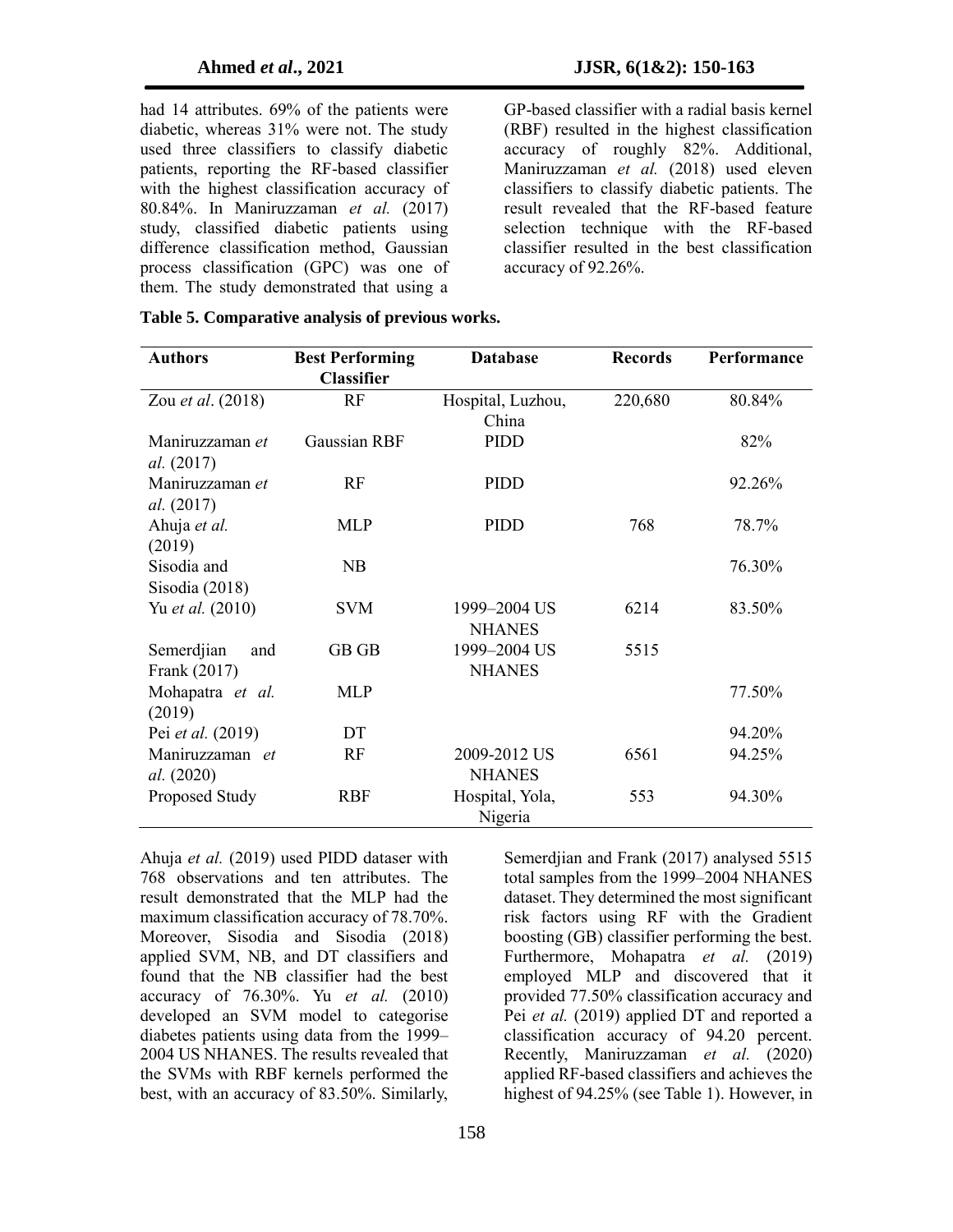had 14 attributes. 69% of the patients were diabetic, whereas 31% were not. The study used three classifiers to classify diabetic patients, reporting the RF-based classifier with the highest classification accuracy of 80.84%. In Maniruzzaman *et al.* (2017) study, classified diabetic patients using difference classification method, Gaussian process classification (GPC) was one of them. The study demonstrated that using a GP-based classifier with a radial basis kernel (RBF) resulted in the highest classification accuracy of roughly 82%. Additional, Maniruzzaman *et al.* (2018) used eleven classifiers to classify diabetic patients. The result revealed that the RF-based feature selection technique with the RF-based classifier resulted in the best classification accuracy of 92.26%.

**Table 5. Comparative analysis of previous works.**

| Authors | Best Performing Classifier | Database | Records | Performance |
|---|---|---|---|---|
| Zou *et al*. (2018) | RF | Hospital, Luzhou, China | 220,680 | 80.84% |
| Maniruzzaman *et al.* (2017) | Gaussian RBF | PIDD | | 82% |
| Maniruzzaman *et al.* (2017) | RF | PIDD | | 92.26% |
| Ahuja *et al.* (2019) | MLP | PIDD | 768 | 78.7% |
| Sisodia and Sisodia (2018) | NB | | | 76.30% |
| Yu *et al.* (2010) | SVM | 1999–2004 US NHANES | 6214 | 83.50% |
| Semerdjian and Frank (2017) | GB GB | 1999–2004 US NHANES | 5515 | |
| Mohapatra *et al.* (2019) | MLP | | | 77.50% |
| Pei *et al.* (2019) | DT | | | 94.20% |
| Maniruzzaman *et al.* (2020) | RF | 2009-2012 US NHANES | 6561 | 94.25% |
| Proposed Study | RBF | Hospital, Yola, Nigeria | 553 | 94.30% |

Ahuja *et al.* (2019) used PIDD dataser with 768 observations and ten attributes. The result demonstrated that the MLP had the maximum classification accuracy of 78.70%. Moreover, Sisodia and Sisodia (2018) applied SVM, NB, and DT classifiers and found that the NB classifier had the best accuracy of 76.30%. Yu *et al.* (2010) developed an SVM model to categorise diabetes patients using data from the 1999–2004 US NHANES. The results revealed that the SVMs with RBF kernels performed the best, with an accuracy of 83.50%. Similarly, Semerdjian and Frank (2017) analysed 5515 total samples from the 1999–2004 NHANES dataset. They determined the most significant risk factors using RF with the Gradient boosting (GB) classifier performing the best. Furthermore, Mohapatra *et al.* (2019) employed MLP and discovered that it provided 77.50% classification accuracy and Pei *et al.* (2019) applied DT and reported a classification accuracy of 94.20 percent. Recently, Maniruzzaman *et al.* (2020) applied RF-based classifiers and achieves the highest of 94.25% (see Table 1). However, in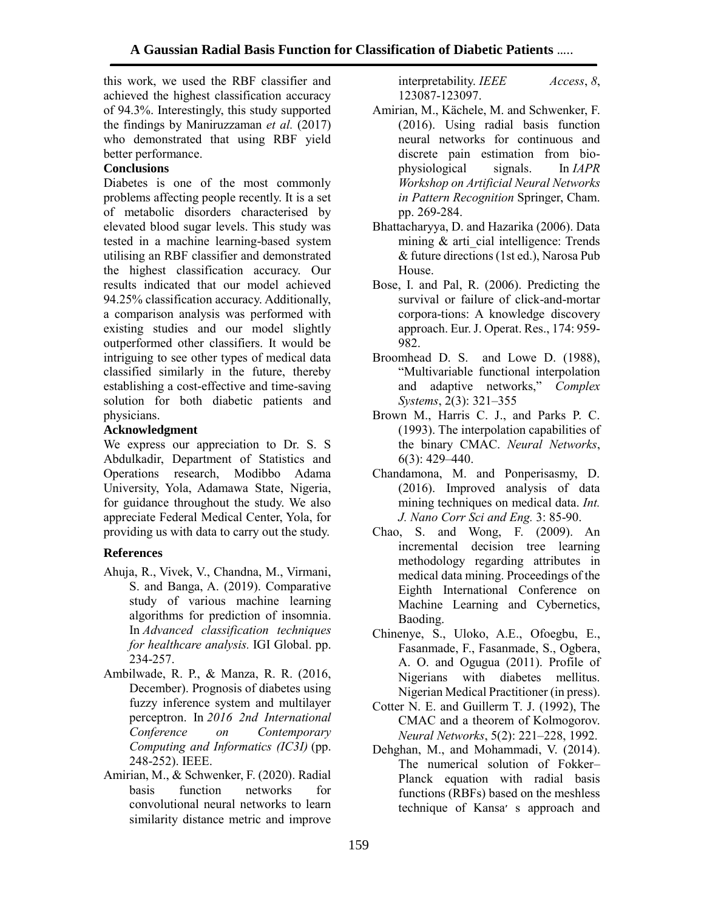this work, we used the RBF classifier and achieved the highest classification accuracy of 94.3%. Interestingly, this study supported the findings by Maniruzzaman *et al.* (2017) who demonstrated that using RBF yield better performance.

## Conclusions

Diabetes is one of the most commonly problems affecting people recently. It is a set of metabolic disorders characterised by elevated blood sugar levels. This study was tested in a machine learning-based system utilising an RBF classifier and demonstrated the highest classification accuracy. Our results indicated that our model achieved 94.25% classification accuracy. Additionally, a comparison analysis was performed with existing studies and our model slightly outperformed other classifiers. It would be intriguing to see other types of medical data classified similarly in the future, thereby establishing a cost-effective and time-saving solution for both diabetic patients and physicians.

## Acknowledgment

We express our appreciation to Dr. S. S Abdulkadir, Department of Statistics and Operations research, Modibbo Adama University, Yola, Adamawa State, Nigeria, for guidance throughout the study. We also appreciate Federal Medical Center, Yola, for providing us with data to carry out the study.

## References

Ahuja, R., Vivek, V., Chandna, M., Virmani, S. and Banga, A. (2019). Comparative study of various machine learning algorithms for prediction of insomnia. In *Advanced classification techniques for healthcare analysis.* IGI Global. pp. 234-257.

Ambilwade, R. P., & Manza, R. R. (2016, December). Prognosis of diabetes using fuzzy inference system and multilayer perceptron. In *2016 2nd International Conference on Contemporary Computing and Informatics (IC3I)* (pp. 248-252). IEEE.

Amirian, M., & Schwenker, F. (2020). Radial basis function networks for convolutional neural networks to learn similarity distance metric and improve interpretability. *IEEE Access*, *8*, 123087-123097.

Amirian, M., Kächele, M. and Schwenker, F. (2016). Using radial basis function neural networks for continuous and discrete pain estimation from bio-physiological signals. In *IAPR Workshop on Artificial Neural Networks in Pattern Recognition* Springer, Cham. pp. 269-284.

Bhattacharyya, D. and Hazarika (2006). Data mining & arti_cial intelligence: Trends & future directions (1st ed.), Narosa Pub House.

Bose, I. and Pal, R. (2006). Predicting the survival or failure of click-and-mortar corpora-tions: A knowledge discovery approach. Eur. J. Operat. Res., 174: 959-982.

Broomhead D. S. and Lowe D. (1988), "Multivariable functional interpolation and adaptive networks," *Complex Systems*, 2(3): 321–355

Brown M., Harris C. J., and Parks P. C. (1993). The interpolation capabilities of the binary CMAC. *Neural Networks*, 6(3): 429–440.

Chandamona, M. and Ponperisasmy, D. (2016). Improved analysis of data mining techniques on medical data. *Int. J. Nano Corr Sci and Eng.* 3: 85-90.

Chao, S. and Wong, F. (2009). An incremental decision tree learning methodology regarding attributes in medical data mining. Proceedings of the Eighth International Conference on Machine Learning and Cybernetics, Baoding.

Chinenye, S., Uloko, A.E., Ofoegbu, E., Fasanmade, F., Fasanmade, S., Ogbera, A. O. and Ogugua (2011). Profile of Nigerians with diabetes mellitus. Nigerian Medical Practitioner (in press).

Cotter N. E. and Guillerm T. J. (1992), The CMAC and a theorem of Kolmogorov. *Neural Networks*, 5(2): 221–228, 1992.

Dehghan, M., and Mohammadi, V. (2014). The numerical solution of Fokker–Planck equation with radial basis functions (RBFs) based on the meshless technique of Kansa′ s approach and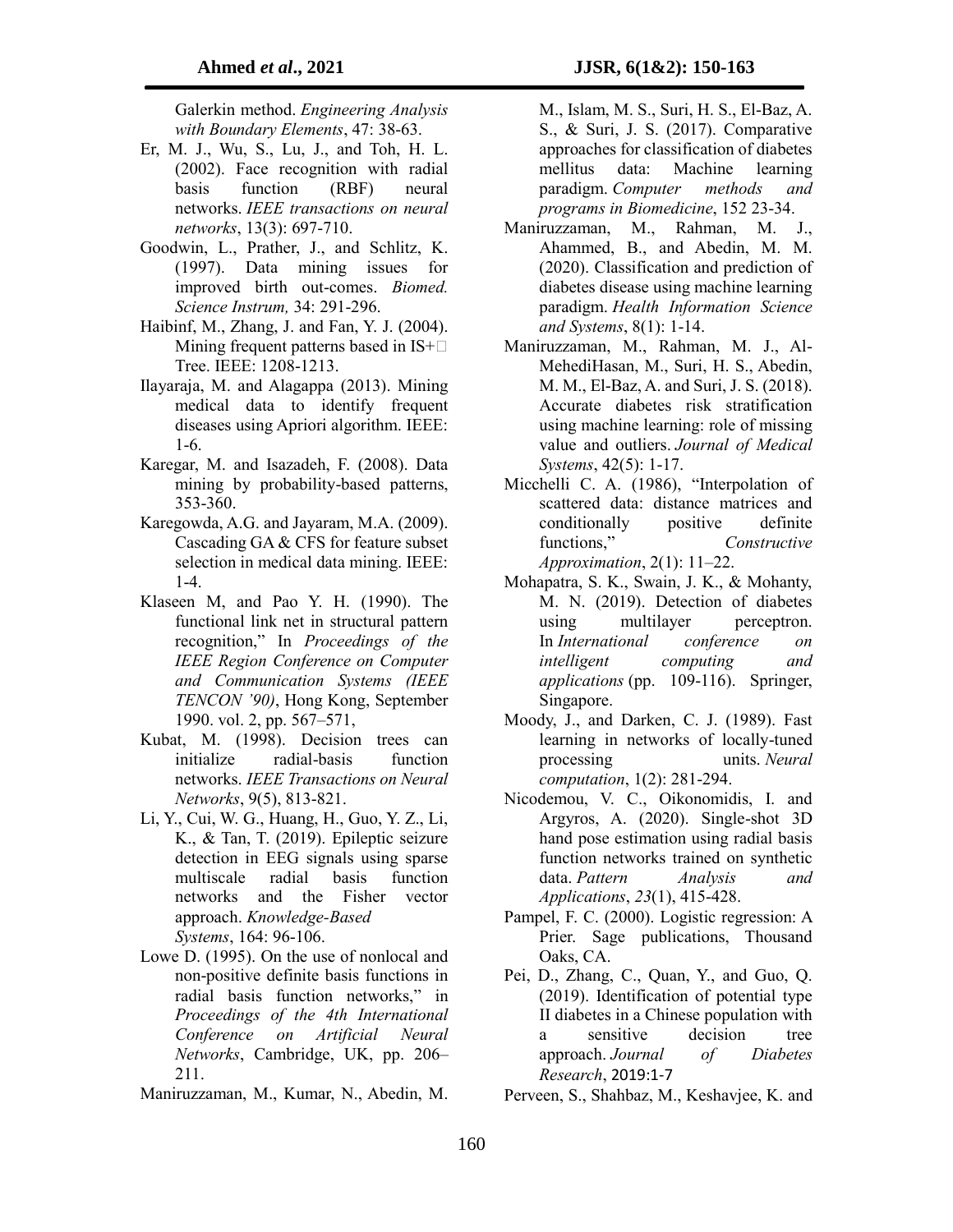Galerkin method. *Engineering Analysis with Boundary Elements*, 47: 38-63.

Er, M. J., Wu, S., Lu, J., and Toh, H. L. (2002). Face recognition with radial basis function (RBF) neural networks. *IEEE transactions on neural networks*, 13(3): 697-710.

Goodwin, L., Prather, J., and Schlitz, K. (1997). Data mining issues for improved birth out-comes. *Biomed. Science Instrum,* 34: 291-296.

Haibinf, M., Zhang, J. and Fan, Y. J. (2004). Mining frequent patterns based in IS+□ Tree. IEEE: 1208-1213.

Ilayaraja, M. and Alagappa (2013). Mining medical data to identify frequent diseases using Apriori algorithm. IEEE: 1-6.

Karegar, M. and Isazadeh, F. (2008). Data mining by probability-based patterns, 353-360.

Karegowda, A.G. and Jayaram, M.A. (2009). Cascading GA & CFS for feature subset selection in medical data mining. IEEE: 1-4.

Klaseen M, and Pao Y. H. (1990). The functional link net in structural pattern recognition," In *Proceedings of the IEEE Region Conference on Computer and Communication Systems (IEEE TENCON '90)*, Hong Kong, September 1990. vol. 2, pp. 567–571,

Kubat, M. (1998). Decision trees can initialize radial-basis function networks. *IEEE Transactions on Neural Networks*, 9(5), 813-821.

Li, Y., Cui, W. G., Huang, H., Guo, Y. Z., Li, K., & Tan, T. (2019). Epileptic seizure detection in EEG signals using sparse multiscale radial basis function networks and the Fisher vector approach. *Knowledge-Based Systems*, 164: 96-106.

Lowe D. (1995). On the use of nonlocal and non-positive definite basis functions in radial basis function networks," in *Proceedings of the 4th International Conference on Artificial Neural Networks*, Cambridge, UK, pp. 206–211.

Maniruzzaman, M., Kumar, N., Abedin, M. M., Islam, M. S., Suri, H. S., El-Baz, A. S., & Suri, J. S. (2017). Comparative approaches for classification of diabetes mellitus data: Machine learning paradigm. *Computer methods and programs in Biomedicine*, 152 23-34.

Maniruzzaman, M., Rahman, M. J., Ahammed, B., and Abedin, M. M. (2020). Classification and prediction of diabetes disease using machine learning paradigm. *Health Information Science and Systems*, 8(1): 1-14.

Maniruzzaman, M., Rahman, M. J., Al-MehediHasan, M., Suri, H. S., Abedin, M. M., El-Baz, A. and Suri, J. S. (2018). Accurate diabetes risk stratification using machine learning: role of missing value and outliers. *Journal of Medical Systems*, 42(5): 1-17.

Micchelli C. A. (1986), "Interpolation of scattered data: distance matrices and conditionally positive definite functions," *Constructive Approximation*, 2(1): 11–22.

Mohapatra, S. K., Swain, J. K., & Mohanty, M. N. (2019). Detection of diabetes using multilayer perceptron. In *International conference on intelligent computing and applications* (pp. 109-116). Springer, Singapore.

Moody, J., and Darken, C. J. (1989). Fast learning in networks of locally-tuned processing units. *Neural computation*, 1(2): 281-294.

Nicodemou, V. C., Oikonomidis, I. and Argyros, A. (2020). Single-shot 3D hand pose estimation using radial basis function networks trained on synthetic data. *Pattern Analysis and Applications*, *23*(1), 415-428.

Pampel, F. C. (2000). Logistic regression: A Prier. Sage publications, Thousand Oaks, CA.

Pei, D., Zhang, C., Quan, Y., and Guo, Q. (2019). Identification of potential type II diabetes in a Chinese population with a sensitive decision tree approach. *Journal of Diabetes Research*, 2019:1-7

Perveen, S., Shahbaz, M., Keshavjee, K. and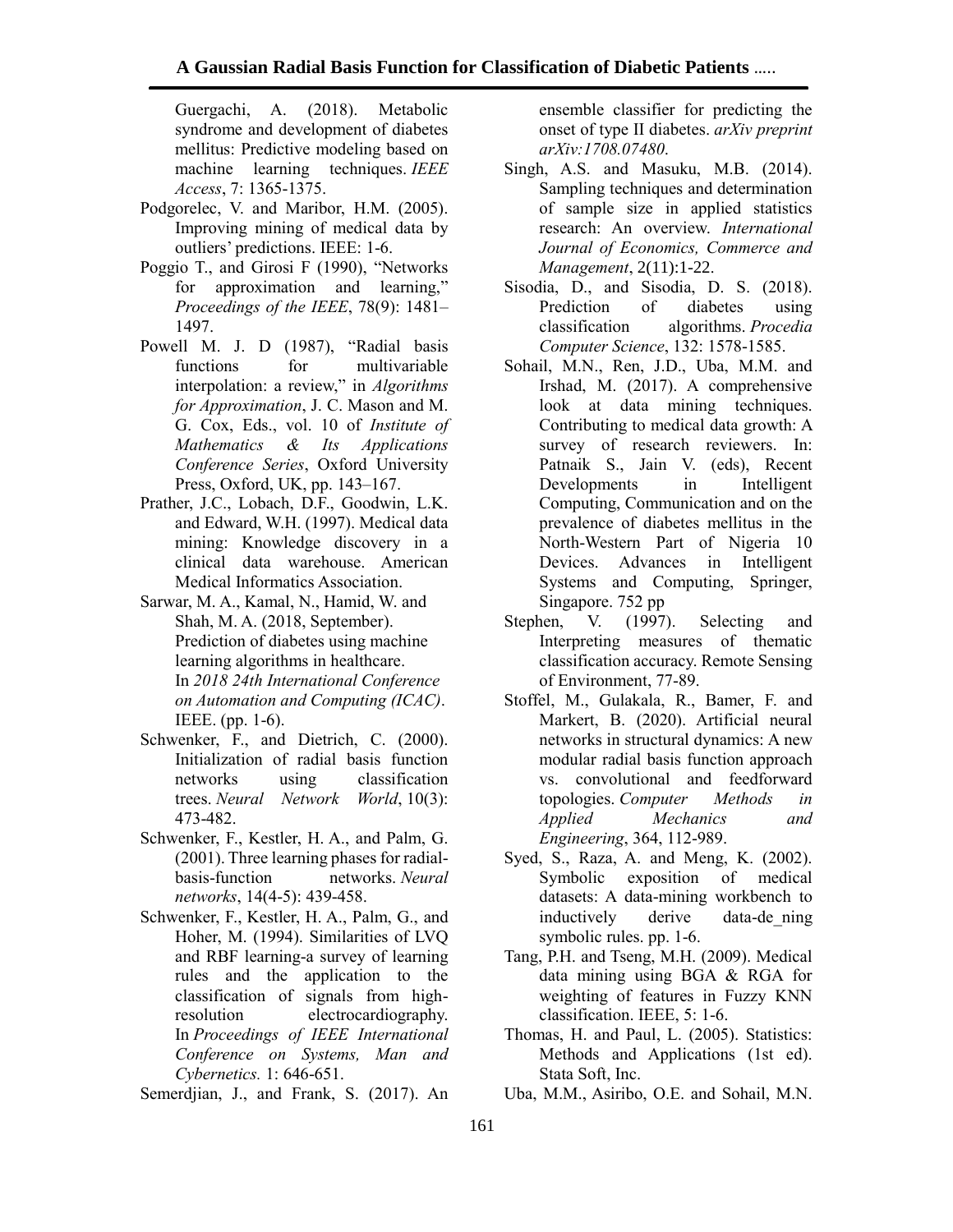Guergachi, A. (2018). Metabolic syndrome and development of diabetes mellitus: Predictive modeling based on machine learning techniques. *IEEE Access*, 7: 1365-1375.

Podgorelec, V. and Maribor, H.M. (2005). Improving mining of medical data by outliers' predictions. IEEE: 1-6.

Poggio T., and Girosi F (1990), "Networks for approximation and learning," *Proceedings of the IEEE*, 78(9): 1481–1497.

Powell M. J. D (1987), "Radial basis functions for multivariable interpolation: a review," in *Algorithms for Approximation*, J. C. Mason and M. G. Cox, Eds., vol. 10 of *Institute of Mathematics & Its Applications Conference Series*, Oxford University Press, Oxford, UK, pp. 143–167.

Prather, J.C., Lobach, D.F., Goodwin, L.K. and Edward, W.H. (1997). Medical data mining: Knowledge discovery in a clinical data warehouse. American Medical Informatics Association.

Sarwar, M. A., Kamal, N., Hamid, W. and Shah, M. A. (2018, September). Prediction of diabetes using machine learning algorithms in healthcare. In *2018 24th International Conference on Automation and Computing (ICAC)*. IEEE. (pp. 1-6).

Schwenker, F., and Dietrich, C. (2000). Initialization of radial basis function networks using classification trees. *Neural Network World*, 10(3): 473-482.

Schwenker, F., Kestler, H. A., and Palm, G. (2001). Three learning phases for radial-basis-function networks. *Neural networks*, 14(4-5): 439-458.

Schwenker, F., Kestler, H. A., Palm, G., and Hoher, M. (1994). Similarities of LVQ and RBF learning-a survey of learning rules and the application to the classification of signals from high-resolution electrocardiography. In *Proceedings of IEEE International Conference on Systems, Man and Cybernetics.* 1: 646-651.

Semerdjian, J., and Frank, S. (2017). An ensemble classifier for predicting the onset of type II diabetes. *arXiv preprint arXiv:1708.07480*.

Singh, A.S. and Masuku, M.B. (2014). Sampling techniques and determination of sample size in applied statistics research: An overview. *International Journal of Economics, Commerce and Management*, 2(11):1-22.

Sisodia, D., and Sisodia, D. S. (2018). Prediction of diabetes using classification algorithms. *Procedia Computer Science*, 132: 1578-1585.

Sohail, M.N., Ren, J.D., Uba, M.M. and Irshad, M. (2017). A comprehensive look at data mining techniques. Contributing to medical data growth: A survey of research reviewers. In: Patnaik S., Jain V. (eds), Recent Developments in Intelligent Computing, Communication and on the prevalence of diabetes mellitus in the North-Western Part of Nigeria 10 Devices. Advances in Intelligent Systems and Computing, Springer, Singapore. 752 pp

Stephen, V. (1997). Selecting and Interpreting measures of thematic classification accuracy. Remote Sensing of Environment, 77-89.

Stoffel, M., Gulakala, R., Bamer, F. and Markert, B. (2020). Artificial neural networks in structural dynamics: A new modular radial basis function approach vs. convolutional and feedforward topologies. *Computer Methods in Applied Mechanics and Engineering*, 364, 112-989.

Syed, S., Raza, A. and Meng, K. (2002). Symbolic exposition of medical datasets: A data-mining workbench to inductively derive data-de_ning symbolic rules. pp. 1-6.

Tang, P.H. and Tseng, M.H. (2009). Medical data mining using BGA & RGA for weighting of features in Fuzzy KNN classification. IEEE, 5: 1-6.

Thomas, H. and Paul, L. (2005). Statistics: Methods and Applications (1st ed). Stata Soft, Inc.

Uba, M.M., Asiribo, O.E. and Sohail, M.N.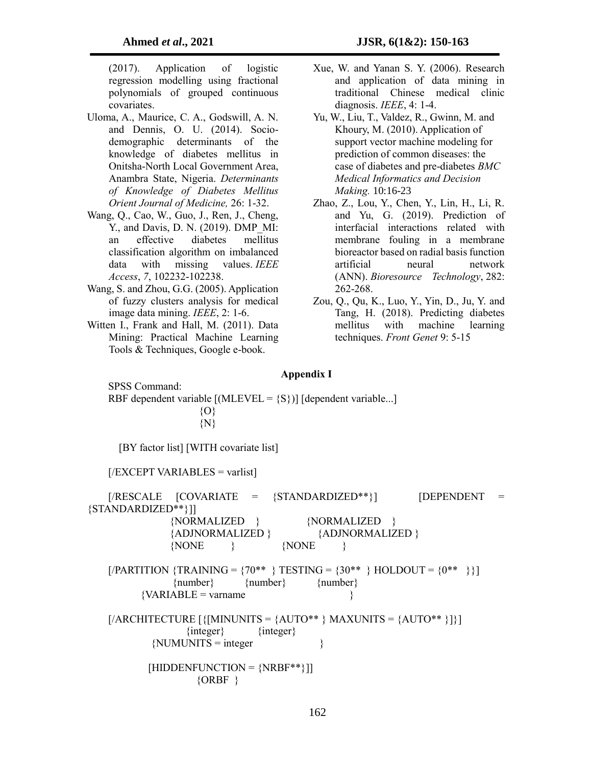(2017). Application of logistic regression modelling using fractional polynomials of grouped continuous covariates.

Uloma, A., Maurice, C. A., Godswill, A. N. and Dennis, O. U. (2014). Socio-demographic determinants of the knowledge of diabetes mellitus in Onitsha-North Local Government Area, Anambra State, Nigeria. *Determinants of Knowledge of Diabetes Mellitus Orient Journal of Medicine,* 26: 1-32.

Wang, Q., Cao, W., Guo, J., Ren, J., Cheng, Y., and Davis, D. N. (2019). DMP_MI: an effective diabetes mellitus classification algorithm on imbalanced data with missing values. *IEEE Access*, *7*, 102232-102238.

Wang, S. and Zhou, G.G. (2005). Application of fuzzy clusters analysis for medical image data mining. *IEEE*, 2: 1-6.

Witten I., Frank and Hall, M. (2011). Data Mining: Practical Machine Learning Tools & Techniques, Google e-book.

Xue, W. and Yanan S. Y. (2006). Research and application of data mining in traditional Chinese medical clinic diagnosis. *IEEE*, 4: 1-4.

Yu, W., Liu, T., Valdez, R., Gwinn, M. and Khoury, M. (2010). Application of support vector machine modeling for prediction of common diseases: the case of diabetes and pre-diabetes *BMC Medical Informatics and Decision Making.* 10:16-23

Zhao, Z., Lou, Y., Chen, Y., Lin, H., Li, R. and Yu, G. (2019). Prediction of interfacial interactions related with membrane fouling in a membrane bioreactor based on radial basis function artificial neural network (ANN). *Bioresource Technology*, 282: 262-268.

Zou, Q., Qu, K., Luo, Y., Yin, D., Ju, Y. and Tang, H. (2018). Predicting diabetes mellitus with machine learning techniques. *Front Genet* 9: 5-15

## Appendix I

SPSS Command:

```
RBF dependent variable [(MLEVEL = {S})] [dependent variable...]
                                  {O}
                                  {N}

    [BY factor list] [WITH covariate list]

  [/EXCEPT VARIABLES = varlist]

  [/RESCALE   [COVARIATE  =  {STANDARDIZED**}]         [DEPENDENT  =
{STANDARDIZED**}]]
                 {NORMALIZED    }            {NORMALIZED    }
                 {ADJNORMALIZED }            {ADJNORMALIZED }
                 {NONE          }            {NONE          }

  [/PARTITION {TRAINING = {70**  } TESTING = {30**  } HOLDOUT = {0**   }}]
                          {number}           {number}           {number}
              {VARIABLE = varname                                       }

  [/ARCHITECTURE [{[MINUNITS = {AUTO** } MAXUNITS = {AUTO** }]}]
                               {integer}            {integer}
                  {NUMUNITS = integer                          }

         [HIDDENFUNCTION = {NRBF**}]]
                           {ORBF  }
```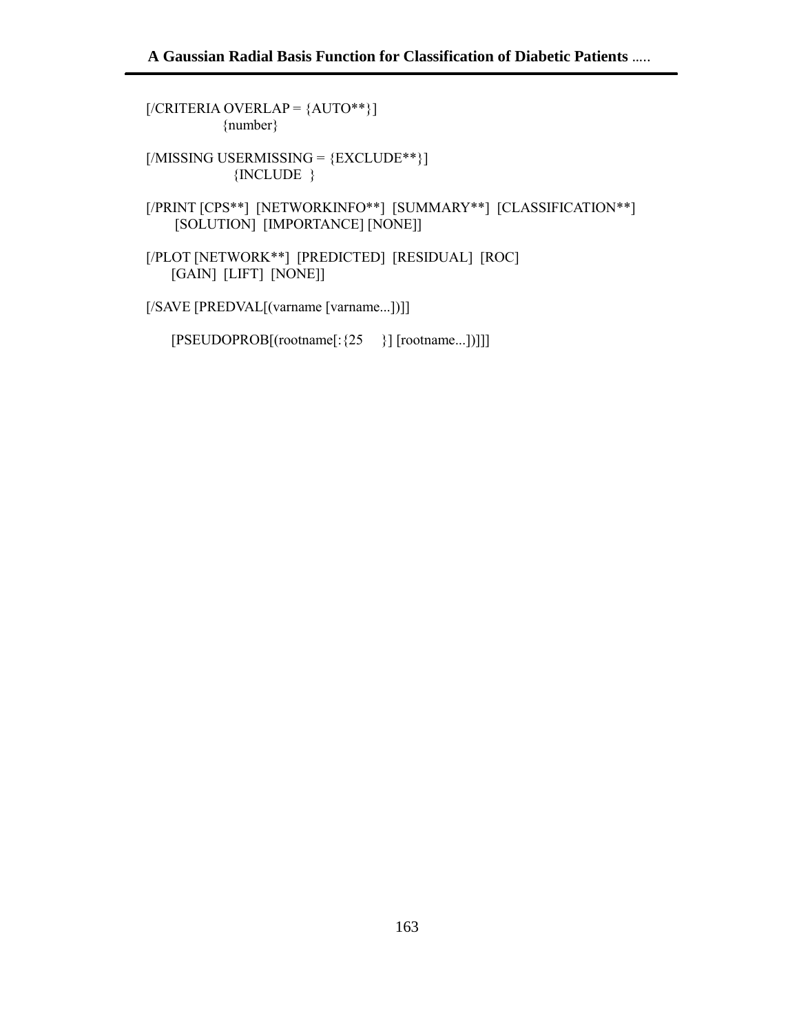```
[/CRITERIA OVERLAP = {AUTO**}]
              {number}

[/MISSING USERMISSING = {EXCLUDE**}]
                {INCLUDE  }

[/PRINT [CPS**]  [NETWORKINFO**]  [SUMMARY**]  [CLASSIFICATION**]
     [SOLUTION]  [IMPORTANCE] [NONE]]

[/PLOT [NETWORK**]  [PREDICTED]  [RESIDUAL]  [ROC]
    [GAIN]  [LIFT]  [NONE]]

[/SAVE [PREDVAL[(varname [varname...])]]

    [PSEUDOPROB[(rootname[:{25     }] [rootname...])]]]
```